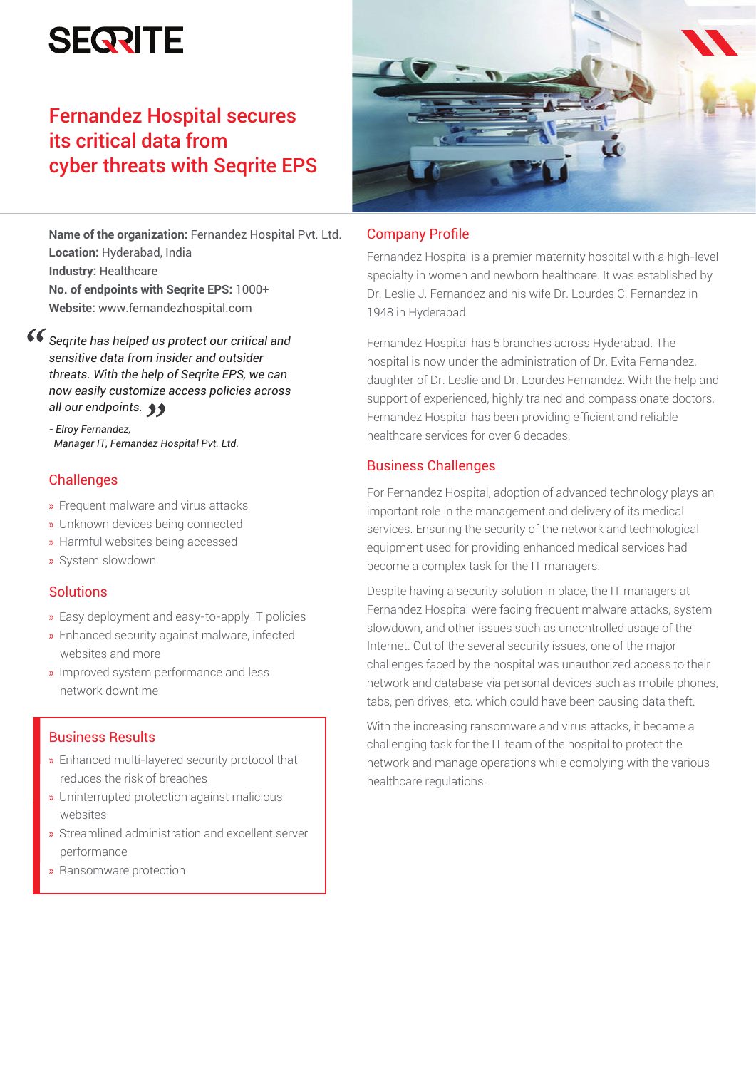SEQRITE

# Fernandez Hospital secures its critical data from cyber threats with Seqrite EPS

**Name of the organization:** Fernandez Hospital Pvt. Ltd.
**Location:** Hyderabad, India
**Industry:** Healthcare
**No. of endpoints with Seqrite EPS:** 1000+
**Website:** www.fernandezhospital.com

> *Seqrite has helped us protect our critical and sensitive data from insider and outsider threats. With the help of Seqrite EPS, we can now easily customize access policies across all our endpoints.*
>
> *- Elroy Fernandez, Manager IT, Fernandez Hospital Pvt. Ltd.*

## Challenges

- Frequent malware and virus attacks
- Unknown devices being connected
- Harmful websites being accessed
- System slowdown

## Solutions

- Easy deployment and easy-to-apply IT policies
- Enhanced security against malware, infected websites and more
- Improved system performance and less network downtime

## Business Results

- Enhanced multi-layered security protocol that reduces the risk of breaches
- Uninterrupted protection against malicious websites
- Streamlined administration and excellent server performance
- Ransomware protection

## Company Profile

Fernandez Hospital is a premier maternity hospital with a high-level specialty in women and newborn healthcare. It was established by Dr. Leslie J. Fernandez and his wife Dr. Lourdes C. Fernandez in 1948 in Hyderabad.

Fernandez Hospital has 5 branches across Hyderabad. The hospital is now under the administration of Dr. Evita Fernandez, daughter of Dr. Leslie and Dr. Lourdes Fernandez. With the help and support of experienced, highly trained and compassionate doctors, Fernandez Hospital has been providing efficient and reliable healthcare services for over 6 decades.

## Business Challenges

For Fernandez Hospital, adoption of advanced technology plays an important role in the management and delivery of its medical services. Ensuring the security of the network and technological equipment used for providing enhanced medical services had become a complex task for the IT managers.

Despite having a security solution in place, the IT managers at Fernandez Hospital were facing frequent malware attacks, system slowdown, and other issues such as uncontrolled usage of the Internet. Out of the several security issues, one of the major challenges faced by the hospital was unauthorized access to their network and database via personal devices such as mobile phones, tabs, pen drives, etc. which could have been causing data theft.

With the increasing ransomware and virus attacks, it became a challenging task for the IT team of the hospital to protect the network and manage operations while complying with the various healthcare regulations.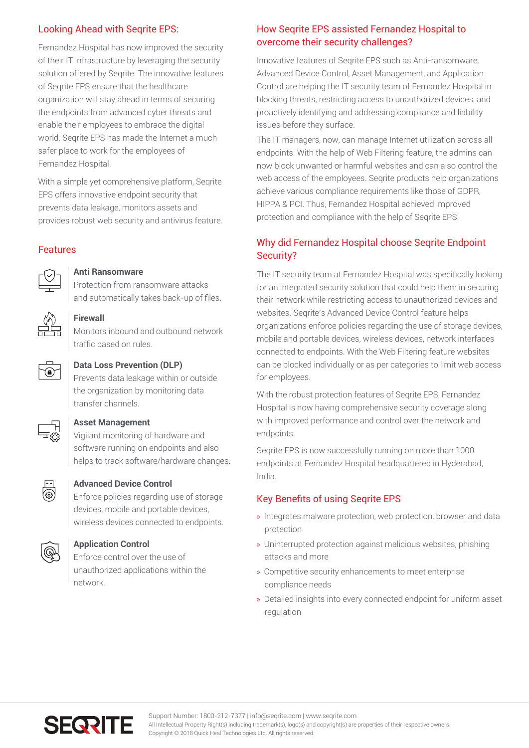## Looking Ahead with Seqrite EPS:

Fernandez Hospital has now improved the security of their IT infrastructure by leveraging the security solution offered by Seqrite. The innovative features of Seqrite EPS ensure that the healthcare organization will stay ahead in terms of securing the endpoints from advanced cyber threats and enable their employees to embrace the digital world. Seqrite EPS has made the Internet a much safer place to work for the employees of Fernandez Hospital.

With a simple yet comprehensive platform, Seqrite EPS offers innovative endpoint security that prevents data leakage, monitors assets and provides robust web security and antivirus feature.

## Features

**Anti Ransomware**
Protection from ransomware attacks and automatically takes back-up of files.

**Firewall**
Monitors inbound and outbound network traffic based on rules.

**Data Loss Prevention (DLP)**
Prevents data leakage within or outside the organization by monitoring data transfer channels.

**Asset Management**
Vigilant monitoring of hardware and software running on endpoints and also helps to track software/hardware changes.

**Advanced Device Control**
Enforce policies regarding use of storage devices, mobile and portable devices, wireless devices connected to endpoints.

**Application Control**
Enforce control over the use of unauthorized applications within the network.

## How Seqrite EPS assisted Fernandez Hospital to overcome their security challenges?

Innovative features of Seqrite EPS such as Anti-ransomware, Advanced Device Control, Asset Management, and Application Control are helping the IT security team of Fernandez Hospital in blocking threats, restricting access to unauthorized devices, and proactively identifying and addressing compliance and liability issues before they surface.

The IT managers, now, can manage Internet utilization across all endpoints. With the help of Web Filtering feature, the admins can now block unwanted or harmful websites and can also control the web access of the employees. Seqrite products help organizations achieve various compliance requirements like those of GDPR, HIPPA & PCI. Thus, Fernandez Hospital achieved improved protection and compliance with the help of Seqrite EPS.

## Why did Fernandez Hospital choose Seqrite Endpoint Security?

The IT security team at Fernandez Hospital was specifically looking for an integrated security solution that could help them in securing their network while restricting access to unauthorized devices and websites. Seqrite's Advanced Device Control feature helps organizations enforce policies regarding the use of storage devices, mobile and portable devices, wireless devices, network interfaces connected to endpoints. With the Web Filtering feature websites can be blocked individually or as per categories to limit web access for employees.

With the robust protection features of Seqrite EPS, Fernandez Hospital is now having comprehensive security coverage along with improved performance and control over the network and endpoints.

Seqrite EPS is now successfully running on more than 1000 endpoints at Fernandez Hospital headquartered in Hyderabad, India.

## Key Benefits of using Seqrite EPS

- Integrates malware protection, web protection, browser and data protection
- Uninterrupted protection against malicious websites, phishing attacks and more
- Competitive security enhancements to meet enterprise compliance needs
- Detailed insights into every connected endpoint for uniform asset regulation

SEQRITE

Support Number: 1800-212-7377 | info@seqrite.com | www.seqrite.com
All Intellectual Property Right(s) including trademark(s), logo(s) and copyright(s) are properties of their respective owners.
Copyright © 2018 Quick Heal Technologies Ltd. All rights reserved.